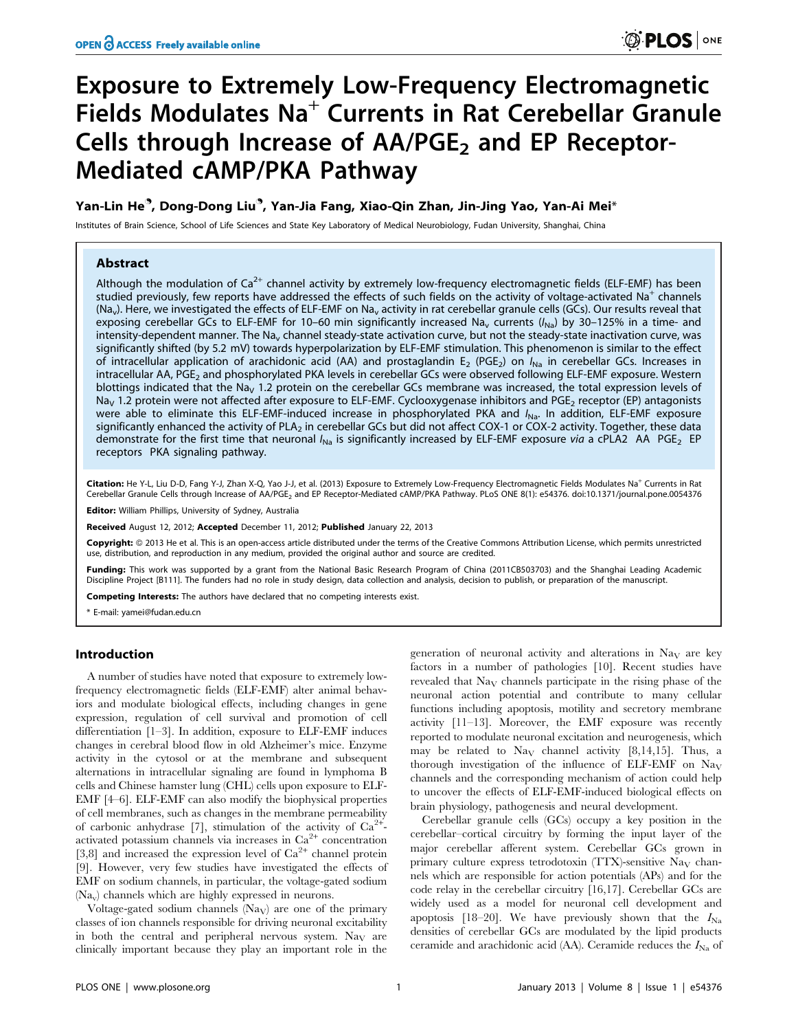# Exposure to Extremely Low-Frequency Electromagnetic Fields Modulates $Na^+$ Currents in Rat Cerebellar Granule Cells through Increase of AA/$PGE_2$ and EP Receptor-Mediated cAMP/PKA Pathway

**Yan-Lin He[¶], Dong-Dong Liu[¶], Yan-Jia Fang, Xiao-Qin Zhan, Jin-Jing Yao, Yan-Ai Mei***

Institutes of Brain Science, School of Life Sciences and State Key Laboratory of Medical Neurobiology, Fudan University, Shanghai, China

## Abstract

Although the modulation of $Ca^{2+}$ channel activity by extremely low-frequency electromagnetic fields (ELF-EMF) has been studied previously, few reports have addressed the effects of such fields on the activity of voltage-activated $Na^+$ channels ($Na_v$). Here, we investigated the effects of ELF-EMF on $Na_v$ activity in rat cerebellar granule cells (GCs). Our results reveal that exposing cerebellar GCs to ELF-EMF for 10–60 min significantly increased $Na_v$ currents ($I_{Na}$) by 30–125% in a time- and intensity-dependent manner. The $Na_v$ channel steady-state activation curve, but not the steady-state inactivation curve, was significantly shifted (by 5.2 mV) towards hyperpolarization by ELF-EMF stimulation. This phenomenon is similar to the effect of intracellular application of arachidonic acid (AA) and prostaglandin $E_2$ ($PGE_2$) on $I_{Na}$ in cerebellar GCs. Increases in intracellular AA, $PGE_2$ and phosphorylated PKA levels in cerebellar GCs were observed following ELF-EMF exposure. Western blottings indicated that the $Na_V$ 1.2 protein on the cerebellar GCs membrane was increased, the total expression levels of $Na_V$ 1.2 protein were not affected after exposure to ELF-EMF. Cyclooxygenase inhibitors and $PGE_2$ receptor (EP) antagonists were able to eliminate this ELF-EMF-induced increase in phosphorylated PKA and $I_{Na}$. In addition, ELF-EMF exposure significantly enhanced the activity of $PLA_2$ in cerebellar GCs but did not affect COX-1 or COX-2 activity. Together, these data demonstrate for the first time that neuronal $I_{Na}$ is significantly increased by ELF-EMF exposure *via* a cPLA2 AA $PGE_2$ EP receptors PKA signaling pathway.

**Citation:** He Y-L, Liu D-D, Fang Y-J, Zhan X-Q, Yao J-J, et al. (2013) Exposure to Extremely Low-Frequency Electromagnetic Fields Modulates Na+ Currents in Rat Cerebellar Granule Cells through Increase of AA/$PGE_2$ and EP Receptor-Mediated cAMP/PKA Pathway. PLoS ONE 8(1): e54376. doi:10.1371/journal.pone.0054376

**Editor:** William Phillips, University of Sydney, Australia

**Received** August 12, 2012; **Accepted** December 11, 2012; **Published** January 22, 2013

**Copyright:** © 2013 He et al. This is an open-access article distributed under the terms of the Creative Commons Attribution License, which permits unrestricted use, distribution, and reproduction in any medium, provided the original author and source are credited.

**Funding:** This work was supported by a grant from the National Basic Research Program of China (2011CB503703) and the Shanghai Leading Academic Discipline Project [B111]. The funders had no role in study design, data collection and analysis, decision to publish, or preparation of the manuscript.

**Competing Interests:** The authors have declared that no competing interests exist.

\* E-mail: yamei@fudan.edu.cn

¶ These authors contributed equally to this work.

## Introduction

A number of studies have noted that exposure to extremely low-frequency electromagnetic fields (ELF-EMF) alter animal behaviors and modulate biological effects, including changes in gene expression, regulation of cell survival and promotion of cell differentiation [1–3]. In addition, exposure to ELF-EMF induces changes in cerebral blood flow in old Alzheimer's mice. Enzyme activity in the cytosol or at the membrane and subsequent alternations in intracellular signaling are found in lymphoma B cells and Chinese hamster lung (CHL) cells upon exposure to ELF-EMF [4–6]. ELF-EMF can also modify the biophysical properties of cell membranes, such as changes in the membrane permeability of carbonic anhydrase [7], stimulation of the activity of $Ca^{2+}$-activated potassium channels via increases in $Ca^{2+}$ concentration [3,8] and increased the expression level of $Ca^{2+}$ channel protein [9]. However, very few studies have investigated the effects of EMF on sodium channels, in particular, the voltage-gated sodium ($Na_v$) channels which are highly expressed in neurons.

Voltage-gated sodium channels ($Na_V$) are one of the primary classes of ion channels responsible for driving neuronal excitability in both the central and peripheral nervous system. $Na_V$ are clinically important because they play an important role in the generation of neuronal activity and alterations in $Na_V$ are key factors in a number of pathologies [10]. Recent studies have revealed that $Na_V$ channels participate in the rising phase of the neuronal action potential and contribute to many cellular functions including apoptosis, motility and secretory membrane activity [11–13]. Moreover, the EMF exposure was recently reported to modulate neuronal excitation and neurogenesis, which may be related to $Na_V$ channel activity [8,14,15]. Thus, a thorough investigation of the influence of ELF-EMF on $Na_V$ channels and the corresponding mechanism of action could help to uncover the effects of ELF-EMF-induced biological effects on brain physiology, pathogenesis and neural development.

Cerebellar granule cells (GCs) occupy a key position in the cerebellar–cortical circuitry by forming the input layer of the major cerebellar afferent system. Cerebellar GCs grown in primary culture express tetrodotoxin (TTX)-sensitive $Na_V$ channels which are responsible for action potentials (APs) and for the code relay in the cerebellar circuitry [16,17]. Cerebellar GCs are widely used as a model for neuronal cell development and apoptosis [18–20]. We have previously shown that the $I_{Na}$ densities of cerebellar GCs are modulated by the lipid products ceramide and arachidonic acid (AA). Ceramide reduces the $I_{Na}$ of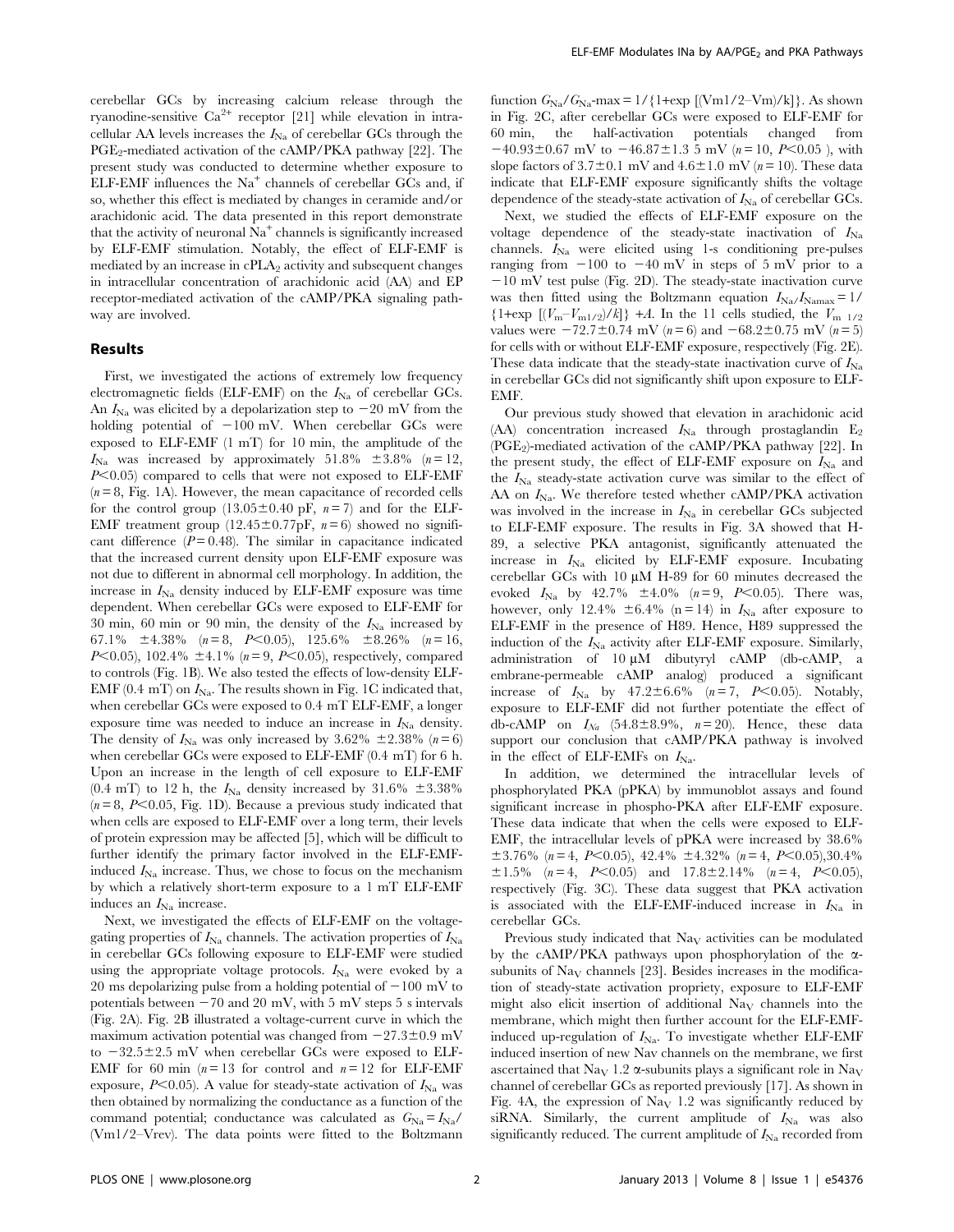cerebellar GCs by increasing calcium release through the ryanodine-sensitive $Ca^{2+}$ receptor [21] while elevation in intracellular AA levels increases the $I_{Na}$ of cerebellar GCs through the $PGE_2$-mediated activation of the cAMP/PKA pathway [22]. The present study was conducted to determine whether exposure to ELF-EMF influences the $Na^+$ channels of cerebellar GCs and, if so, whether this effect is mediated by changes in ceramide and/or arachidonic acid. The data presented in this report demonstrate that the activity of neuronal $Na^+$ channels is significantly increased by ELF-EMF stimulation. Notably, the effect of ELF-EMF is mediated by an increase in $cPLA_2$ activity and subsequent changes in intracellular concentration of arachidonic acid (AA) and EP receptor-mediated activation of the cAMP/PKA signaling pathway are involved.

## Results

First, we investigated the actions of extremely low frequency electromagnetic fields (ELF-EMF) on the $I_{Na}$ of cerebellar GCs. An $I_{Na}$ was elicited by a depolarization step to −20 mV from the holding potential of −100 mV. When cerebellar GCs were exposed to ELF-EMF (1 mT) for 10 min, the amplitude of the $I_{Na}$ was increased by approximately 51.8% ±3.8% ($n = 12$, $P<0.05$) compared to cells that were not exposed to ELF-EMF ($n = 8$, Fig. 1A). However, the mean capacitance of recorded cells for the control group (13.05±0.40 pF, $n = 7$) and for the ELF-EMF treatment group (12.45±0.77pF, $n = 6$) showed no significant difference ($P = 0.48$). The similar in capacitance indicated that the increased current density upon ELF-EMF exposure was not due to different in abnormal cell morphology. In addition, the increase in $I_{Na}$ density induced by ELF-EMF exposure was time dependent. When cerebellar GCs were exposed to ELF-EMF for 30 min, 60 min or 90 min, the density of the $I_{Na}$ increased by 67.1% ±4.38% ($n = 8$, $P<0.05$), 125.6% ±8.26% ($n = 16$, $P<0.05$), 102.4% ±4.1% ($n = 9$, $P<0.05$), respectively, compared to controls (Fig. 1B). We also tested the effects of low-density ELF-EMF (0.4 mT) on $I_{Na}$. The results shown in Fig. 1C indicated that, when cerebellar GCs were exposed to 0.4 mT ELF-EMF, a longer exposure time was needed to induce an increase in $I_{Na}$ density. The density of $I_{Na}$ was only increased by 3.62% ±2.38% ($n = 6$) when cerebellar GCs were exposed to ELF-EMF (0.4 mT) for 6 h. Upon an increase in the length of cell exposure to ELF-EMF (0.4 mT) to 12 h, the $I_{Na}$ density increased by 31.6% ±3.38% ($n = 8$, $P<0.05$, Fig. 1D). Because a previous study indicated that when cells are exposed to ELF-EMF over a long term, their levels of protein expression may be affected [5], which will be difficult to further identify the primary factor involved in the ELF-EMF-induced $I_{Na}$ increase. Thus, we chose to focus on the mechanism by which a relatively short-term exposure to a 1 mT ELF-EMF induces an $I_{Na}$ increase.

Next, we investigated the effects of ELF-EMF on the voltage-gating properties of $I_{Na}$ channels. The activation properties of $I_{Na}$ in cerebellar GCs following exposure to ELF-EMF were studied using the appropriate voltage protocols. $I_{Na}$ were evoked by a 20 ms depolarizing pulse from a holding potential of −100 mV to potentials between −70 and 20 mV, with 5 mV steps 5 s intervals (Fig. 2A). Fig. 2B illustrated a voltage-current curve in which the maximum activation potential was changed from −27.3±0.9 mV to −32.5±2.5 mV when cerebellar GCs were exposed to ELF-EMF for 60 min ($n = 13$ for control and $n = 12$ for ELF-EMF exposure, $P<0.05$). A value for steady-state activation of $I_{Na}$ was then obtained by normalizing the conductance as a function of the command potential; conductance was calculated as $G_{Na} = I_{Na}/(Vm1/2–Vrev)$. The data points were fitted to the Boltzmann function $G_{Na}/G_{Na}\text{-max} = 1/\{1+\exp[(Vm1/2–Vm)/k]\}$. As shown in Fig. 2C, after cerebellar GCs were exposed to ELF-EMF for 60 min, the half-activation potentials changed from −40.93±0.67 mV to −46.87±1.3 5 mV ($n = 10$, $P<0.05$ ), with slope factors of 3.7±0.1 mV and 4.6±1.0 mV ($n = 10$). These data indicate that ELF-EMF exposure significantly shifts the voltage dependence of the steady-state activation of $I_{Na}$ of cerebellar GCs.

Next, we studied the effects of ELF-EMF exposure on the voltage dependence of the steady-state inactivation of $I_{Na}$ channels. $I_{Na}$ were elicited using 1-s conditioning pre-pulses ranging from −100 to −40 mV in steps of 5 mV prior to a −10 mV test pulse (Fig. 2D). The steady-state inactivation curve was then fitted using the Boltzmann equation $I_{Na}/I_{Namax} = 1/\{1+\exp[(V_m–V_{m1/2})/k]\} +A$. In the 11 cells studied, the $V_{m\ 1/2}$ values were −72.7±0.74 mV ($n = 6$) and −68.2±0.75 mV ($n = 5$) for cells with or without ELF-EMF exposure, respectively (Fig. 2E). These data indicate that the steady-state inactivation curve of $I_{Na}$ in cerebellar GCs did not significantly shift upon exposure to ELF-EMF.

Our previous study showed that elevation in arachidonic acid (AA) concentration increased $I_{Na}$ through prostaglandin $E_2$ ($PGE_2$)-mediated activation of the cAMP/PKA pathway [22]. In the present study, the effect of ELF-EMF exposure on $I_{Na}$ and the $I_{Na}$ steady-state activation curve was similar to the effect of AA on $I_{Na}$. We therefore tested whether cAMP/PKA activation was involved in the increase in $I_{Na}$ in cerebellar GCs subjected to ELF-EMF exposure. The results in Fig. 3A showed that H-89, a selective PKA antagonist, significantly attenuated the increase in $I_{Na}$ elicited by ELF-EMF exposure. Incubating cerebellar GCs with 10 μM H-89 for 60 minutes decreased the evoked $I_{Na}$ by 42.7% ±4.0% ($n = 9$, $P<0.05$). There was, however, only 12.4% ±6.4% ($n = 14$) in $I_{Na}$ after exposure to ELF-EMF in the presence of H89. Hence, H89 suppressed the induction of the $I_{Na}$ activity after ELF-EMF exposure. Similarly, administration of 10 μM dibutyryl cAMP (db-cAMP, a embrane-permeable cAMP analog) produced a significant increase of $I_{Na}$ by 47.2±6.6% ($n = 7$, $P<0.05$). Notably, exposure to ELF-EMF did not further potentiate the effect of db-cAMP on $I_{Na}$ (54.8±8.9%, $n = 20$). Hence, these data support our conclusion that cAMP/PKA pathway is involved in the effect of ELF-EMFs on $I_{Na}$.

In addition, we determined the intracellular levels of phosphorylated PKA (pPKA) by immunoblot assays and found significant increase in phospho-PKA after ELF-EMF exposure. These data indicate that when the cells were exposed to ELF-EMF, the intracellular levels of pPKA were increased by 38.6% ±3.76% ($n = 4$, $P<0.05$), 42.4% ±4.32% ($n = 4$, $P<0.05$),30.4% ±1.5% ($n = 4$, $P<0.05$) and 17.8±2.14% ($n = 4$, $P<0.05$), respectively (Fig. 3C). These data suggest that PKA activation is associated with the ELF-EMF-induced increase in $I_{Na}$ in cerebellar GCs.

Previous study indicated that $Na_V$ activities can be modulated by the cAMP/PKA pathways upon phosphorylation of the α-subunits of $Na_V$ channels [23]. Besides increases in the modification of steady-state activation propriety, exposure to ELF-EMF might also elicit insertion of additional $Na_V$ channels into the membrane, which might then further account for the ELF-EMF-induced up-regulation of $I_{Na}$. To investigate whether ELF-EMF induced insertion of new Nav channels on the membrane, we first ascertained that $Na_V$ 1.2 α-subunits plays a significant role in $Na_V$ channel of cerebellar GCs as reported previously [17]. As shown in Fig. 4A, the expression of $Na_V$ 1.2 was significantly reduced by siRNA. Similarly, the current amplitude of $I_{Na}$ was also significantly reduced. The current amplitude of $I_{Na}$ recorded from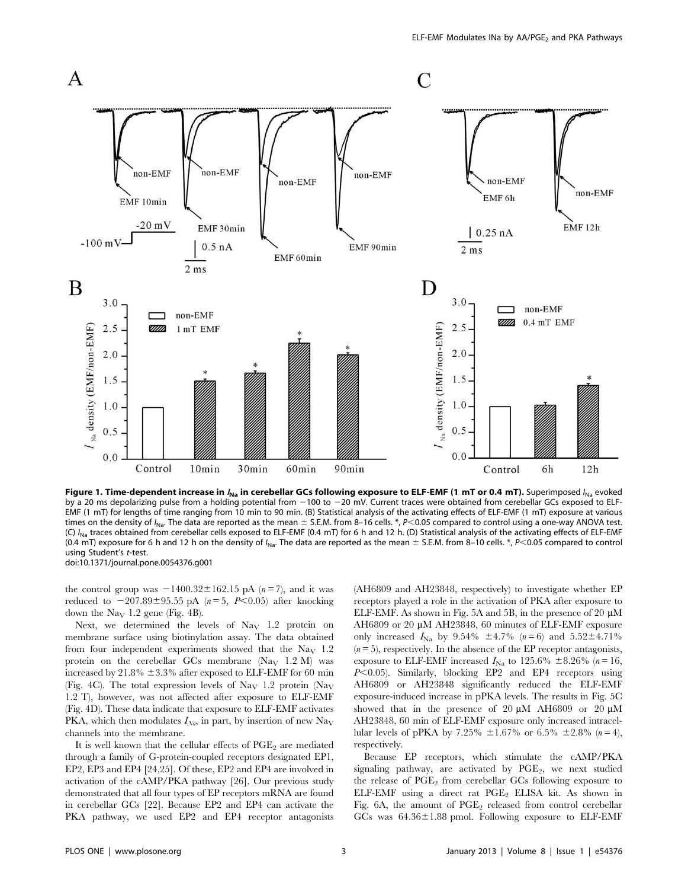**Figure 1. Time-dependent increase in $I_{Na}$ in cerebellar GCs following exposure to ELF-EMF (1 mT or 0.4 mT).** Superimposed $I_{Na}$ evoked by a 20 ms depolarizing pulse from a holding potential from −100 to −20 mV. Current traces were obtained from cerebellar GCs exposed to ELF-EMF (1 mT) for lengths of time ranging from 10 min to 90 min. (B) Statistical analysis of the activating effects of ELF-EMF (1 mT) exposure at various times on the density of $I_{Na}$. The data are reported as the mean ± S.E.M. from 8–16 cells. *, $P<0.05$ compared to control using a one-way ANOVA test. (C) $I_{Na}$ traces obtained from cerebellar cells exposed to ELF-EMF (0.4 mT) for 6 h and 12 h. (D) Statistical analysis of the activating effects of ELF-EMF (0.4 mT) exposure for 6 h and 12 h on the density of $I_{Na}$. The data are reported as the mean ± S.E.M. from 8–10 cells. *, $P<0.05$ compared to control using Student's *t*-test.
doi:10.1371/journal.pone.0054376.g001

the control group was −1400.32±162.15 pA ($n=7$), and it was reduced to −207.89±95.55 pA ($n=5$, $P<0.05$) after knocking down the $Na_V$ 1.2 gene (Fig. 4B).

Next, we determined the levels of $Na_V$ 1.2 protein on membrane surface using biotinylation assay. The data obtained from four independent experiments showed that the $Na_V$ 1.2 protein on the cerebellar GCs membrane ($Na_V$ 1.2 M) was increased by 21.8% ±3.3% after exposed to ELF-EMF for 60 min (Fig. 4C). The total expression levels of $Na_V$ 1.2 protein ($Na_V$ 1.2 T), however, was not affected after exposure to ELF-EMF (Fig. 4D). These data indicate that exposure to ELF-EMF activates PKA, which then modulates $I_{Na}$, in part, by insertion of new $Na_V$ channels into the membrane.

It is well known that the cellular effects of $PGE_2$ are mediated through a family of G-protein-coupled receptors designated EP1, EP2, EP3 and EP4 [24,25]. Of these, EP2 and EP4 are involved in activation of the cAMP/PKA pathway [26]. Our previous study demonstrated that all four types of EP receptors mRNA are found in cerebellar GCs [22]. Because EP2 and EP4 can activate the PKA pathway, we used EP2 and EP4 receptor antagonists (AH6809 and AH23848, respectively) to investigate whether EP receptors played a role in the activation of PKA after exposure to ELF-EMF. As shown in Fig. 5A and 5B, in the presence of 20 μM AH6809 or 20 μM AH23848, 60 minutes of ELF-EMF exposure only increased $I_{Na}$ by 9.54% ±4.7% ($n=6$) and 5.52±4.71% ($n=5$), respectively. In the absence of the EP receptor antagonists, exposure to ELF-EMF increased $I_{Na}$ to 125.6% ±8.26% ($n=16$, $P<0.05$). Similarly, blocking EP2 and EP4 receptors using AH6809 or AH23848 significantly reduced the ELF-EMF exposure-induced increase in pPKA levels. The results in Fig. 5C showed that in the presence of 20 μM AH6809 or 20 μM AH23848, 60 min of ELF-EMF exposure only increased intracellular levels of pPKA by 7.25% ±1.67% or 6.5% ±2.8% ($n=4$), respectively.

Because EP receptors, which stimulate the cAMP/PKA signaling pathway, are activated by $PGE_2$, we next studied the release of $PGE_2$ from cerebellar GCs following exposure to ELF-EMF using a direct rat $PGE_2$ ELISA kit. As shown in Fig. 6A, the amount of $PGE_2$ released from control cerebellar GCs was 64.36±1.88 pmol. Following exposure to ELF-EMF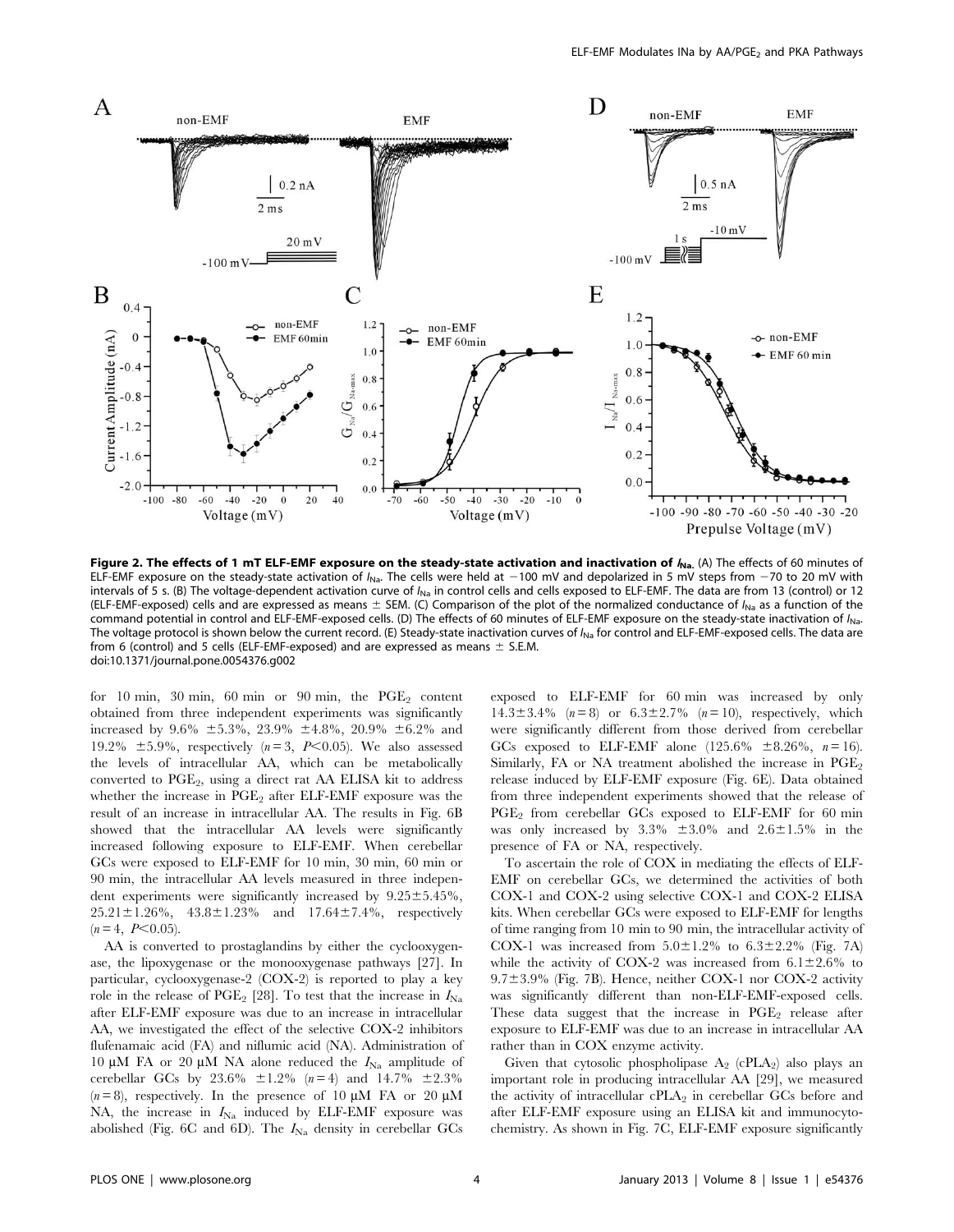**Figure 2. The effects of 1 mT ELF-EMF exposure on the steady-state activation and inactivation of $I_{Na}$.** (A) The effects of 60 minutes of ELF-EMF exposure on the steady-state activation of $I_{Na}$. The cells were held at −100 mV and depolarized in 5 mV steps from −70 to 20 mV with intervals of 5 s. (B) The voltage-dependent activation curve of $I_{Na}$ in control cells and cells exposed to ELF-EMF. The data are from 13 (control) or 12 (ELF-EMF-exposed) cells and are expressed as means ± SEM. (C) Comparison of the plot of the normalized conductance of $I_{Na}$ as a function of the command potential in control and ELF-EMF-exposed cells. (D) The effects of 60 minutes of ELF-EMF exposure on the steady-state inactivation of $I_{Na}$. The voltage protocol is shown below the current record. (E) Steady-state inactivation curves of $I_{Na}$ for control and ELF-EMF-exposed cells. The data are from 6 (control) and 5 cells (ELF-EMF-exposed) and are expressed as means ± S.E.M.
doi:10.1371/journal.pone.0054376.g002

for 10 min, 30 min, 60 min or 90 min, the $PGE_2$ content obtained from three independent experiments was significantly increased by 9.6% ±5.3%, 23.9% ±4.8%, 20.9% ±6.2% and 19.2% ±5.9%, respectively ($n = 3$, $P<0.05$). We also assessed the levels of intracellular AA, which can be metabolically converted to $PGE_2$, using a direct rat AA ELISA kit to address whether the increase in $PGE_2$ after ELF-EMF exposure was the result of an increase in intracellular AA. The results in Fig. 6B showed that the intracellular AA levels were significantly increased following exposure to ELF-EMF. When cerebellar GCs were exposed to ELF-EMF for 10 min, 30 min, 60 min or 90 min, the intracellular AA levels measured in three independent experiments were significantly increased by 9.25±5.45%, 25.21±1.26%, 43.8±1.23% and 17.64±7.4%, respectively ($n = 4$, $P<0.05$).

AA is converted to prostaglandins by either the cyclooxygenase, the lipoxygenase or the monooxygenase pathways [27]. In particular, cyclooxygenase-2 (COX-2) is reported to play a key role in the release of $PGE_2$ [28]. To test that the increase in $I_{Na}$ after ELF-EMF exposure was due to an increase in intracellular AA, we investigated the effect of the selective COX-2 inhibitors flufenamaic acid (FA) and niflumic acid (NA). Administration of 10 μM FA or 20 μM NA alone reduced the $I_{Na}$ amplitude of cerebellar GCs by 23.6% ±1.2% ($n = 4$) and 14.7% ±2.3% ($n = 8$), respectively. In the presence of 10 μM FA or 20 μM NA, the increase in $I_{Na}$ induced by ELF-EMF exposure was abolished (Fig. 6C and 6D). The $I_{Na}$ density in cerebellar GCs exposed to ELF-EMF for 60 min was increased by only 14.3±3.4% ($n = 8$) or 6.3±2.7% ($n = 10$), respectively, which were significantly different from those derived from cerebellar GCs exposed to ELF-EMF alone (125.6% ±8.26%, $n = 16$). Similarly, FA or NA treatment abolished the increase in $PGE_2$ release induced by ELF-EMF exposure (Fig. 6E). Data obtained from three independent experiments showed that the release of $PGE_2$ from cerebellar GCs exposed to ELF-EMF for 60 min was only increased by 3.3% ±3.0% and 2.6±1.5% in the presence of FA or NA, respectively.

To ascertain the role of COX in mediating the effects of ELF-EMF on cerebellar GCs, we determined the activities of both COX-1 and COX-2 using selective COX-1 and COX-2 ELISA kits. When cerebellar GCs were exposed to ELF-EMF for lengths of time ranging from 10 min to 90 min, the intracellular activity of COX-1 was increased from 5.0±1.2% to 6.3±2.2% (Fig. 7A) while the activity of COX-2 was increased from 6.1±2.6% to 9.7±3.9% (Fig. 7B). Hence, neither COX-1 nor COX-2 activity was significantly different than non-ELF-EMF-exposed cells. These data suggest that the increase in $PGE_2$ release after exposure to ELF-EMF was due to an increase in intracellular AA rather than in COX enzyme activity.

Given that cytosolic phospholipase $A_2$ ($cPLA_2$) also plays an important role in producing intracellular AA [29], we measured the activity of intracellular $cPLA_2$ in cerebellar GCs before and after ELF-EMF exposure using an ELISA kit and immunocytochemistry. As shown in Fig. 7C, ELF-EMF exposure significantly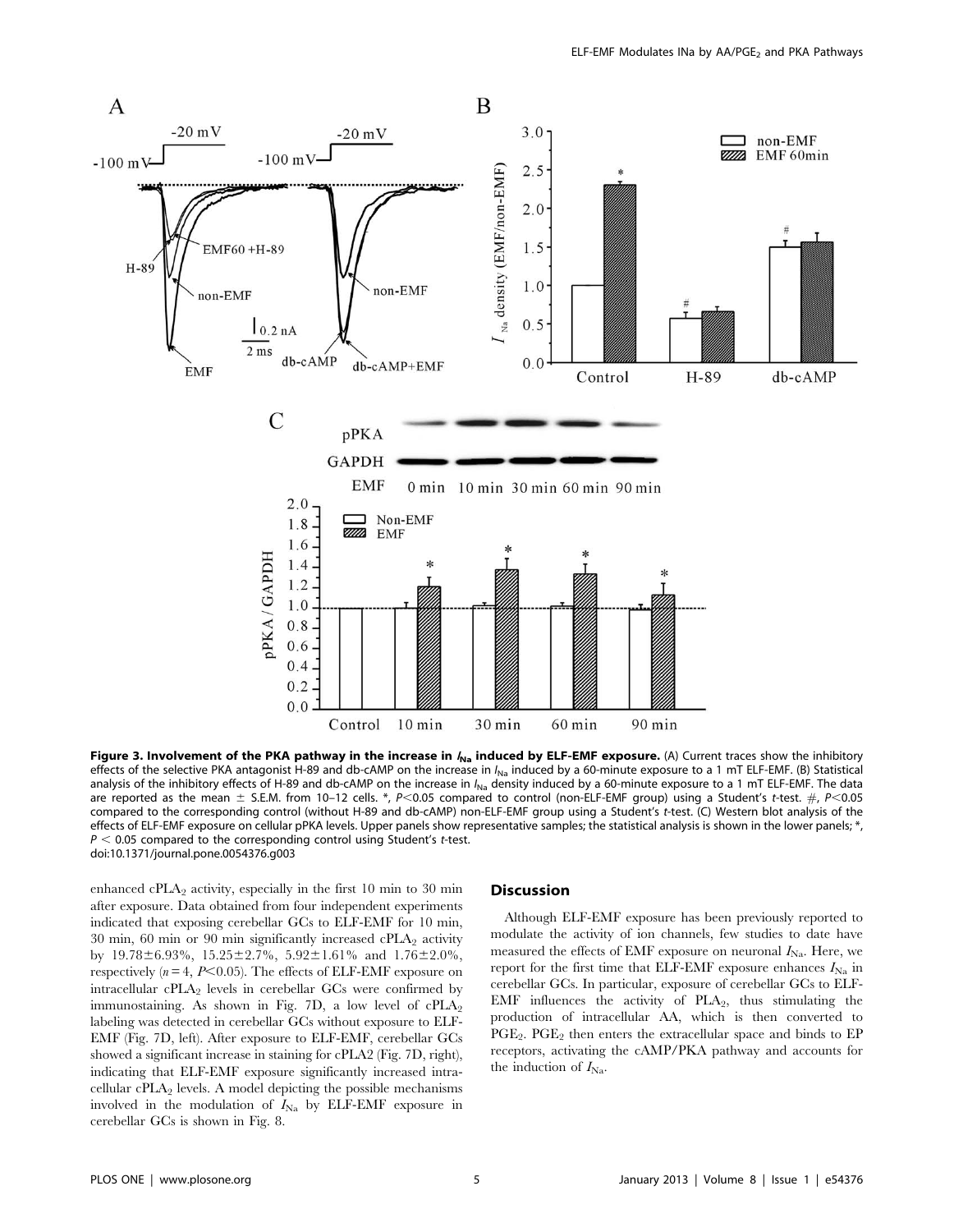**Figure 3. Involvement of the PKA pathway in the increase in $I_{Na}$ induced by ELF-EMF exposure.** (A) Current traces show the inhibitory effects of the selective PKA antagonist H-89 and db-cAMP on the increase in $I_{Na}$ induced by a 60-minute exposure to a 1 mT ELF-EMF. (B) Statistical analysis of the inhibitory effects of H-89 and db-cAMP on the increase in $I_{Na}$ density induced by a 60-minute exposure to a 1 mT ELF-EMF. The data are reported as the mean ± S.E.M. from 10–12 cells. *, $P<0.05$ compared to control (non-ELF-EMF group) using a Student's *t*-test. #, $P<0.05$ compared to the corresponding control (without H-89 and db-cAMP) non-ELF-EMF group using a Student's *t*-test. (C) Western blot analysis of the effects of ELF-EMF exposure on cellular pPKA levels. Upper panels show representative samples; the statistical analysis is shown in the lower panels; *, $P < 0.05$ compared to the corresponding control using Student's *t*-test.
doi:10.1371/journal.pone.0054376.g003

enhanced $cPLA_2$ activity, especially in the first 10 min to 30 min after exposure. Data obtained from four independent experiments indicated that exposing cerebellar GCs to ELF-EMF for 10 min, 30 min, 60 min or 90 min significantly increased $cPLA_2$ activity by 19.78±6.93%, 15.25±2.7%, 5.92±1.61% and 1.76±2.0%, respectively ($n=4$, $P<0.05$). The effects of ELF-EMF exposure on intracellular $cPLA_2$ levels in cerebellar GCs were confirmed by immunostaining. As shown in Fig. 7D, a low level of $cPLA_2$ labeling was detected in cerebellar GCs without exposure to ELF-EMF (Fig. 7D, left). After exposure to ELF-EMF, cerebellar GCs showed a significant increase in staining for cPLA2 (Fig. 7D, right), indicating that ELF-EMF exposure significantly increased intracellular $cPLA_2$ levels. A model depicting the possible mechanisms involved in the modulation of $I_{Na}$ by ELF-EMF exposure in cerebellar GCs is shown in Fig. 8.

## Discussion

Although ELF-EMF exposure has been previously reported to modulate the activity of ion channels, few studies to date have measured the effects of EMF exposure on neuronal $I_{Na}$. Here, we report for the first time that ELF-EMF exposure enhances $I_{Na}$ in cerebellar GCs. In particular, exposure of cerebellar GCs to ELF-EMF influences the activity of $PLA_2$, thus stimulating the production of intracellular AA, which is then converted to $PGE_2$. $PGE_2$ then enters the extracellular space and binds to EP receptors, activating the cAMP/PKA pathway and accounts for the induction of $I_{Na}$.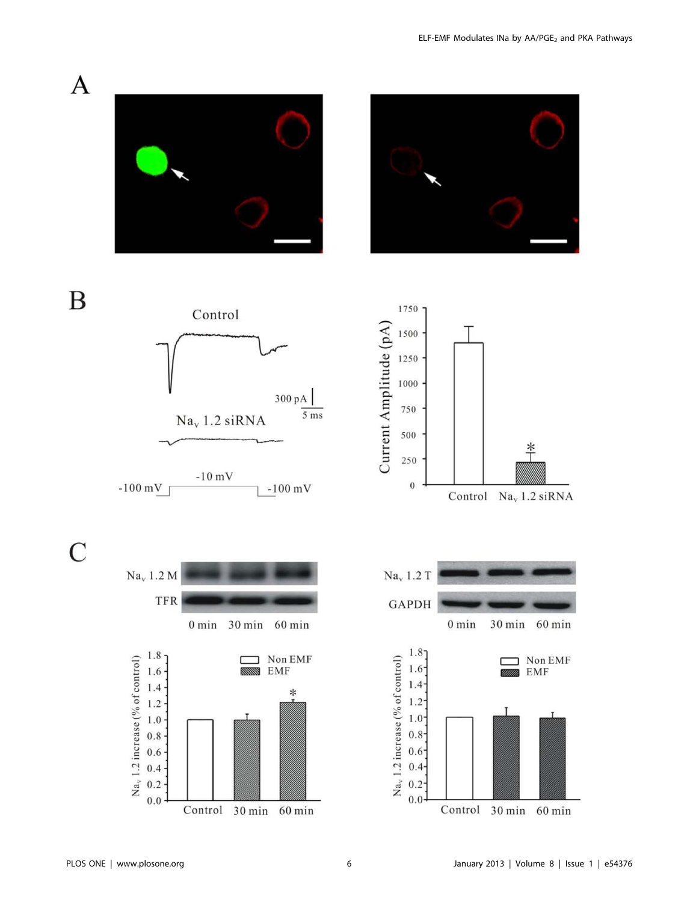A

B

Control

300 pA
5 ms

$Na_v$ 1.2 siRNA

-100 mV -10 mV -100 mV

Current Amplitude (pA)

1750, 1500, 1250, 1000, 750, 500, 250, 0

Control $Na_v$ 1.2 siRNA

*

C

$Na_v$ 1.2 M

TFR

0 min 30 min 60 min

$Na_v$ 1.2 T

GAPDH

0 min 30 min 60 min

$Na_v$ 1.2 increase (% of control)

1.8, 1.6, 1.4, 1.2, 1.0, 0.8, 0.6, 0.4, 0.2, 0.0

Non EMF
EMF

*

Control 30 min 60 min

$Na_v$ 1.2 increase (% of control)

1.8, 1.6, 1.4, 1.2, 1.0, 0.8, 0.6, 0.4, 0.2, 0.0

Non EMF
EMF

Control 30 min 60 min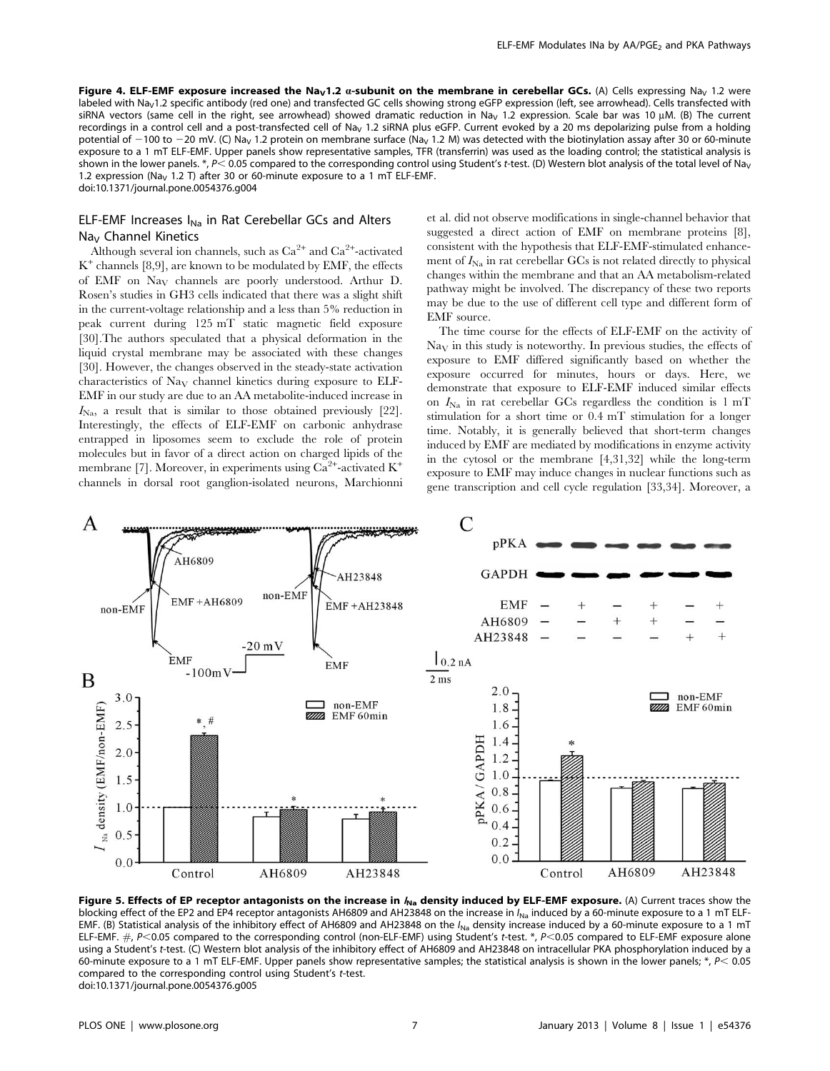**Figure 4. ELF-EMF exposure increased the $Na_V1.2$ α-subunit on the membrane in cerebellar GCs.** (A) Cells expressing $Na_V$ 1.2 were labeled with $Na_V1.2$ specific antibody (red one) and transfected GC cells showing strong eGFP expression (left, see arrowhead). Cells transfected with siRNA vectors (same cell in the right, see arrowhead) showed dramatic reduction in $Na_V$ 1.2 expression. Scale bar was 10 μM. (B) The current recordings in a control cell and a post-transfected cell of $Na_V$ 1.2 siRNA plus eGFP. Current evoked by a 20 ms depolarizing pulse from a holding potential of −100 to −20 mV. (C) $Na_V$ 1.2 protein on membrane surface ($Na_V$ 1.2 M) was detected with the biotinylation assay after 30 or 60-minute exposure to a 1 mT ELF-EMF. Upper panels show representative samples, TFR (transferrin) was used as the loading control; the statistical analysis is shown in the lower panels. *, $P<0.05$ compared to the corresponding control using Student's *t*-test. (D) Western blot analysis of the total level of $Na_V$ 1.2 expression ($Na_V$ 1.2 T) after 30 or 60-minute exposure to a 1 mT ELF-EMF.
doi:10.1371/journal.pone.0054376.g004

## ELF-EMF Increases $I_{Na}$ in Rat Cerebellar GCs and Alters $Na_V$ Channel Kinetics

Although several ion channels, such as $Ca^{2+}$ and $Ca^{2+}$-activated $K^+$ channels [8,9], are known to be modulated by EMF, the effects of EMF on $Na_V$ channels are poorly understood. Arthur D. Rosen's studies in GH3 cells indicated that there was a slight shift in the current-voltage relationship and a less than 5% reduction in peak current during 125 mT static magnetic field exposure [30].The authors speculated that a physical deformation in the liquid crystal membrane may be associated with these changes [30]. However, the changes observed in the steady-state activation characteristics of $Na_V$ channel kinetics during exposure to ELF-EMF in our study are due to an AA metabolite-induced increase in $I_{Na}$, a result that is similar to those obtained previously [22]. Interestingly, the effects of ELF-EMF on carbonic anhydrase entrapped in liposomes seem to exclude the role of protein molecules but in favor of a direct action on charged lipids of the membrane [7]. Moreover, in experiments using $Ca^{2+}$-activated $K^+$ channels in dorsal root ganglion-isolated neurons, Marchionni et al. did not observe modifications in single-channel behavior that suggested a direct action of EMF on membrane proteins [8], consistent with the hypothesis that ELF-EMF-stimulated enhancement of $I_{Na}$ in rat cerebellar GCs is not related directly to physical changes within the membrane and that an AA metabolism-related pathway might be involved. The discrepancy of these two reports may be due to the use of different cell type and different form of EMF source.

The time course for the effects of ELF-EMF on the activity of $Na_V$ in this study is noteworthy. In previous studies, the effects of exposure to EMF differed significantly based on whether the exposure occurred for minutes, hours or days. Here, we demonstrate that exposure to ELF-EMF induced similar effects on $I_{Na}$ in rat cerebellar GCs regardless the condition is 1 mT stimulation for a short time or 0.4 mT stimulation for a longer time. Notably, it is generally believed that short-term changes induced by EMF are mediated by modifications in enzyme activity in the cytosol or the membrane [4,31,32] while the long-term exposure to EMF may induce changes in nuclear functions such as gene transcription and cell cycle regulation [33,34]. Moreover, a

**Figure 5. Effects of EP receptor antagonists on the increase in $I_{Na}$ density induced by ELF-EMF exposure.** (A) Current traces show the blocking effect of the EP2 and EP4 receptor antagonists AH6809 and AH23848 on the increase in $I_{Na}$ induced by a 60-minute exposure to a 1 mT ELF-EMF. (B) Statistical analysis of the inhibitory effect of AH6809 and AH23848 on the $I_{Na}$ density increase induced by a 60-minute exposure to a 1 mT ELF-EMF. #, $P<0.05$ compared to the corresponding control (non-ELF-EMF) using Student's *t*-test. *, $P<0.05$ compared to ELF-EMF exposure alone using a Student's *t*-test. (C) Western blot analysis of the inhibitory effect of AH6809 and AH23848 on intracellular PKA phosphorylation induced by a 60-minute exposure to a 1 mT ELF-EMF. Upper panels show representative samples; the statistical analysis is shown in the lower panels; *, $P<0.05$ compared to the corresponding control using Student's *t*-test.
doi:10.1371/journal.pone.0054376.g005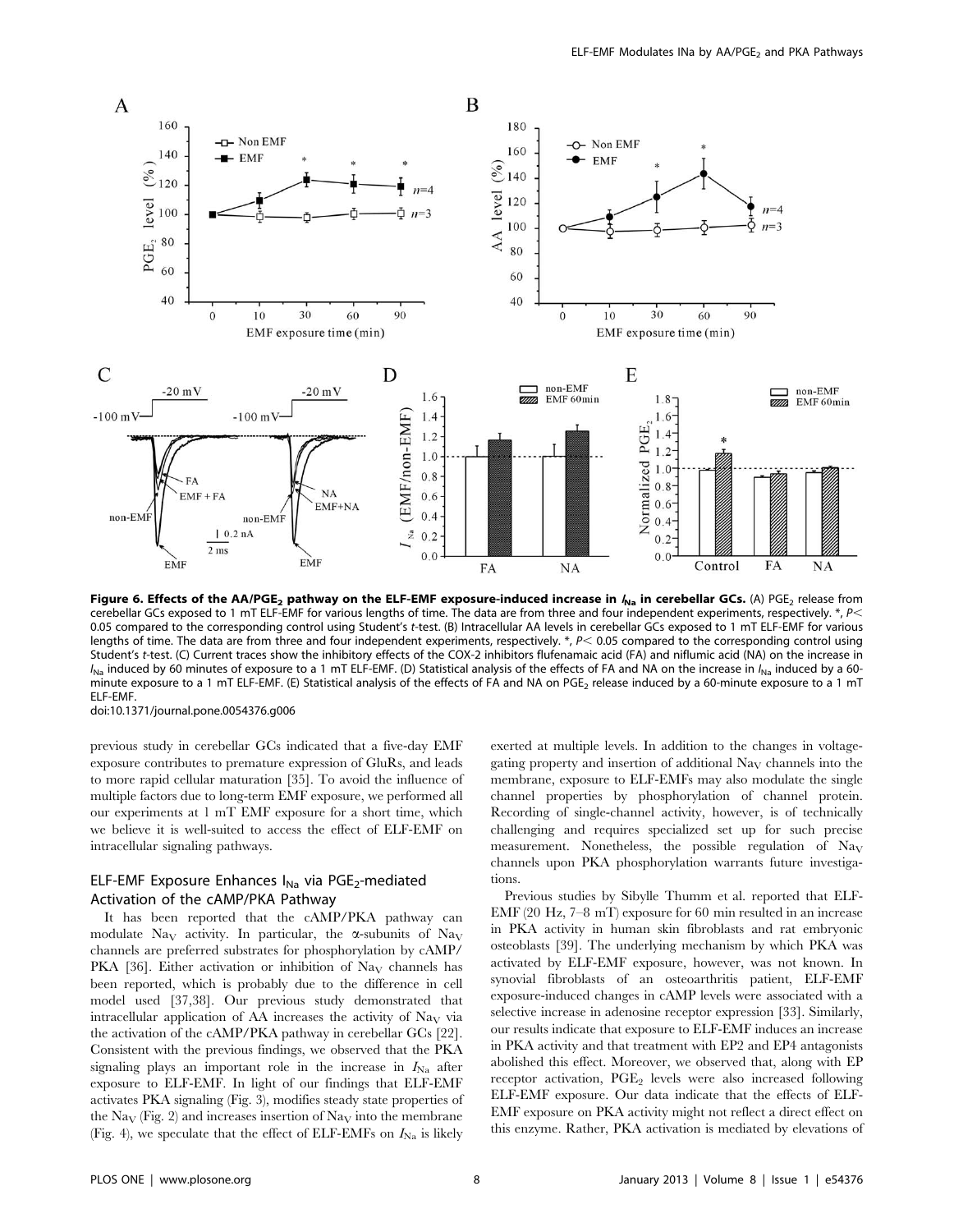**Figure 6. Effects of the AA/PGE$_2$ pathway on the ELF-EMF exposure-induced increase in $I_{Na}$ in cerebellar GCs.** (A) PGE$_2$ release from cerebellar GCs exposed to 1 mT ELF-EMF for various lengths of time. The data are from three and four independent experiments, respectively. *, $P<0.05$ compared to the corresponding control using Student's *t*-test. (B) Intracellular AA levels in cerebellar GCs exposed to 1 mT ELF-EMF for various lengths of time. The data are from three and four independent experiments, respectively. *, $P<0.05$ compared to the corresponding control using Student's *t*-test. (C) Current traces show the inhibitory effects of the COX-2 inhibitors flufenamaic acid (FA) and niflumic acid (NA) on the increase in $I_{Na}$ induced by 60 minutes of exposure to a 1 mT ELF-EMF. (D) Statistical analysis of the effects of FA and NA on the increase in $I_{Na}$ induced by a 60-minute exposure to a 1 mT ELF-EMF. (E) Statistical analysis of the effects of FA and NA on PGE$_2$ release induced by a 60-minute exposure to a 1 mT ELF-EMF.
doi:10.1371/journal.pone.0054376.g006

previous study in cerebellar GCs indicated that a five-day EMF exposure contributes to premature expression of GluRs, and leads to more rapid cellular maturation [35]. To avoid the influence of multiple factors due to long-term EMF exposure, we performed all our experiments at 1 mT EMF exposure for a short time, which we believe it is well-suited to access the effect of ELF-EMF on intracellular signaling pathways.

## ELF-EMF Exposure Enhances $I_{Na}$ via PGE$_2$-mediated Activation of the cAMP/PKA Pathway

It has been reported that the cAMP/PKA pathway can modulate Na$_V$ activity. In particular, the α-subunits of Na$_V$ channels are preferred substrates for phosphorylation by cAMP/PKA [36]. Either activation or inhibition of Na$_V$ channels has been reported, which is probably due to the difference in cell model used [37,38]. Our previous study demonstrated that intracellular application of AA increases the activity of Na$_V$ via the activation of the cAMP/PKA pathway in cerebellar GCs [22]. Consistent with the previous findings, we observed that the PKA signaling plays an important role in the increase in $I_{Na}$ after exposure to ELF-EMF. In light of our findings that ELF-EMF activates PKA signaling (Fig. 3), modifies steady state properties of the Na$_V$ (Fig. 2) and increases insertion of Na$_V$ into the membrane (Fig. 4), we speculate that the effect of ELF-EMFs on $I_{Na}$ is likely exerted at multiple levels. In addition to the changes in voltage-gating property and insertion of additional Na$_V$ channels into the membrane, exposure to ELF-EMFs may also modulate the single channel properties by phosphorylation of channel protein. Recording of single-channel activity, however, is of technically challenging and requires specialized set up for such precise measurement. Nonetheless, the possible regulation of Na$_V$ channels upon PKA phosphorylation warrants future investigations.

Previous studies by Sibylle Thumm et al. reported that ELF-EMF (20 Hz, 7–8 mT) exposure for 60 min resulted in an increase in PKA activity in human skin fibroblasts and rat embryonic osteoblasts [39]. The underlying mechanism by which PKA was activated by ELF-EMF exposure, however, was not known. In synovial fibroblasts of an osteoarthritis patient, ELF-EMF exposure-induced changes in cAMP levels were associated with a selective increase in adenosine receptor expression [33]. Similarly, our results indicate that exposure to ELF-EMF induces an increase in PKA activity and that treatment with EP2 and EP4 antagonists abolished this effect. Moreover, we observed that, along with EP receptor activation, PGE$_2$ levels were also increased following ELF-EMF exposure. Our data indicate that the effects of ELF-EMF exposure on PKA activity might not reflect a direct effect on this enzyme. Rather, PKA activation is mediated by elevations of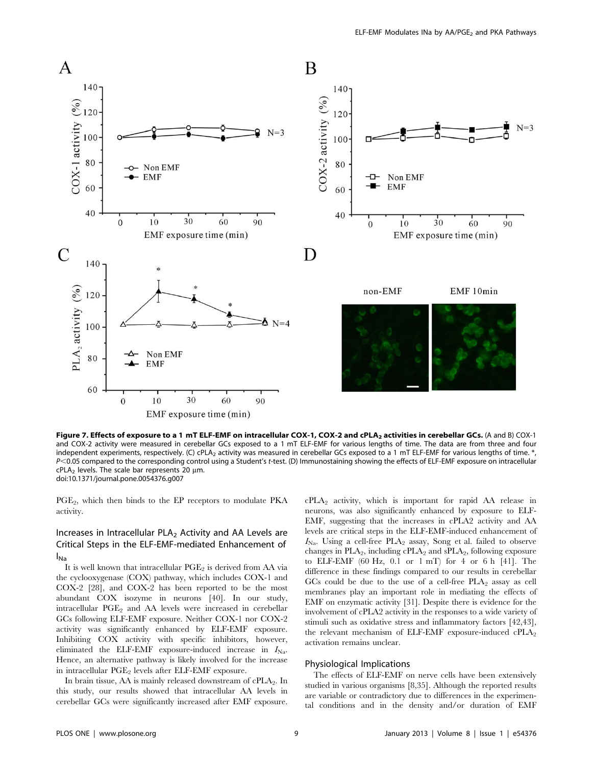**Figure 7. Effects of exposure to a 1 mT ELF-EMF on intracellular COX-1, COX-2 and $cPLA_2$ activities in cerebellar GCs.** (A and B) COX-1 and COX-2 activity were measured in cerebellar GCs exposed to a 1 mT ELF-EMF for various lengths of time. The data are from three and four independent experiments, respectively. (C) $cPLA_2$ activity was measured in cerebellar GCs exposed to a 1 mT ELF-EMF for various lengths of time. *, $P<0.05$ compared to the corresponding control using a Student's *t*-test. (D) Immunostaining showing the effects of ELF-EMF exposure on intracellular $cPLA_2$ levels. The scale bar represents 20 μm.
doi:10.1371/journal.pone.0054376.g007

$PGE_2$, which then binds to the EP receptors to modulate PKA activity.

### Increases in Intracellular $PLA_2$ Activity and AA Levels are Critical Steps in the ELF-EMF-mediated Enhancement of $I_{Na}$

It is well known that intracellular $PGE_2$ is derived from AA via the cyclooxygenase (COX) pathway, which includes COX-1 and COX-2 [28], and COX-2 has been reported to be the most abundant COX isozyme in neurons [40]. In our study, intracellular $PGE_2$ and AA levels were increased in cerebellar GCs following ELF-EMF exposure. Neither COX-1 nor COX-2 activity was significantly enhanced by ELF-EMF exposure. Inhibiting COX activity with specific inhibitors, however, eliminated the ELF-EMF exposure-induced increase in $I_{Na}$. Hence, an alternative pathway is likely involved for the increase in intracellular $PGE_2$ levels after ELF-EMF exposure.

In brain tissue, AA is mainly released downstream of $cPLA_2$. In this study, our results showed that intracellular AA levels in cerebellar GCs were significantly increased after EMF exposure. $cPLA_2$ activity, which is important for rapid AA release in neurons, was also significantly enhanced by exposure to ELF-EMF, suggesting that the increases in cPLA2 activity and AA levels are critical steps in the ELF-EMF-induced enhancement of $I_{Na}$. Using a cell-free $PLA_2$ assay, Song et al. failed to observe changes in $PLA_2$, including $cPLA_2$ and $sPLA_2$, following exposure to ELF-EMF (60 Hz, 0.1 or 1 mT) for 4 or 6 h [41]. The difference in these findings compared to our results in cerebellar GCs could be due to the use of a cell-free $PLA_2$ assay as cell membranes play an important role in mediating the effects of EMF on enzymatic activity [31]. Despite there is evidence for the involvement of cPLA2 activity in the responses to a wide variety of stimuli such as oxidative stress and inflammatory factors [42,43], the relevant mechanism of ELF-EMF exposure-induced $cPLA_2$ activation remains unclear.

### Physiological Implications

The effects of ELF-EMF on nerve cells have been extensively studied in various organisms [8,35]. Although the reported results are variable or contradictory due to differences in the experimental conditions and in the density and/or duration of EMF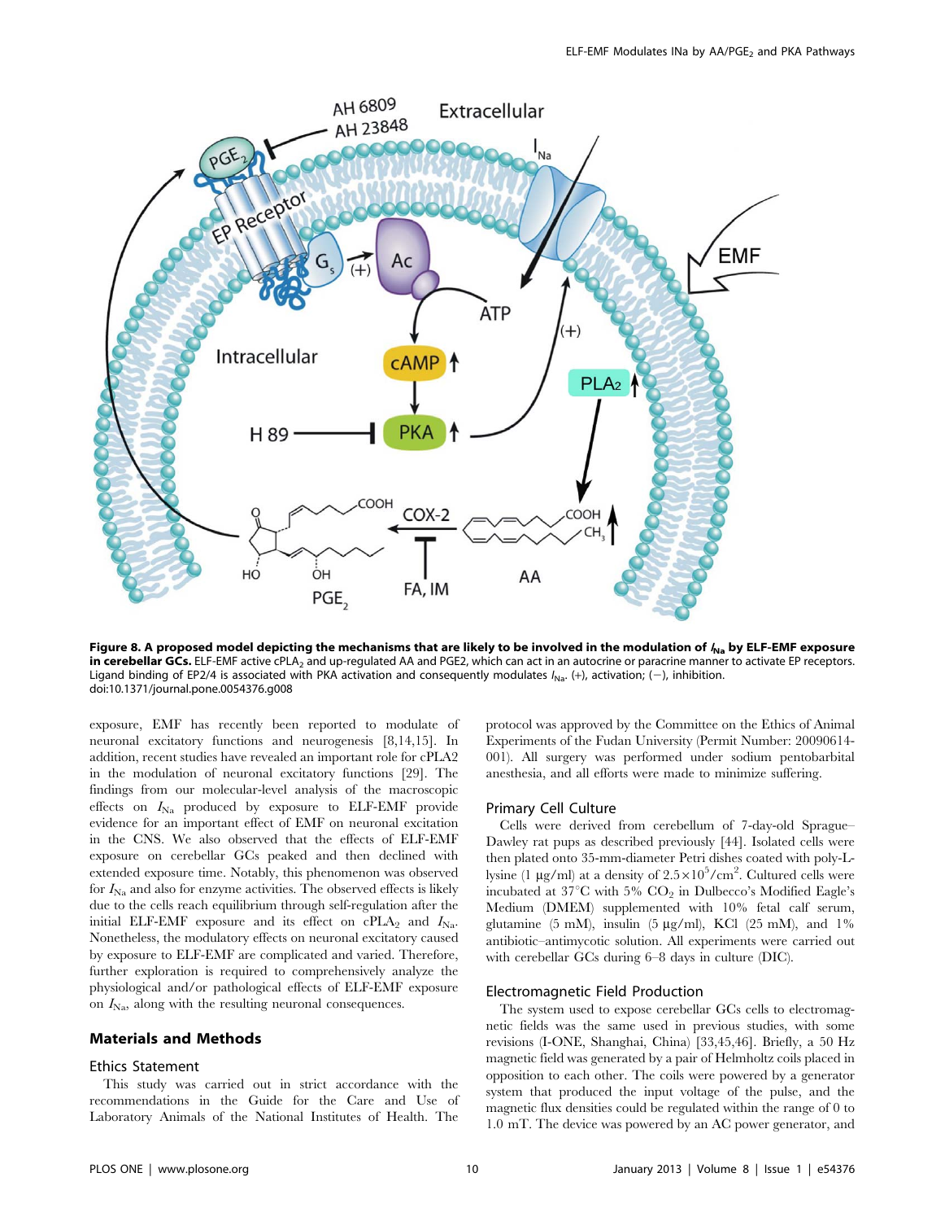**Figure 8. A proposed model depicting the mechanisms that are likely to be involved in the modulation of $I_{Na}$ by ELF-EMF exposure in cerebellar GCs.** ELF-EMF active $cPLA_2$ and up-regulated AA and PGE2, which can act in an autocrine or paracrine manner to activate EP receptors. Ligand binding of EP2/4 is associated with PKA activation and consequently modulates $I_{Na}$. (+), activation; (−), inhibition.
doi:10.1371/journal.pone.0054376.g008

exposure, EMF has recently been reported to modulate of neuronal excitatory functions and neurogenesis [8,14,15]. In addition, recent studies have revealed an important role for cPLA2 in the modulation of neuronal excitatory functions [29]. The findings from our molecular-level analysis of the macroscopic effects on $I_{Na}$ produced by exposure to ELF-EMF provide evidence for an important effect of EMF on neuronal excitation in the CNS. We also observed that the effects of ELF-EMF exposure on cerebellar GCs peaked and then declined with extended exposure time. Notably, this phenomenon was observed for $I_{Na}$ and also for enzyme activities. The observed effects is likely due to the cells reach equilibrium through self-regulation after the initial ELF-EMF exposure and its effect on $cPLA_2$ and $I_{Na}$. Nonetheless, the modulatory effects on neuronal excitatory caused by exposure to ELF-EMF are complicated and varied. Therefore, further exploration is required to comprehensively analyze the physiological and/or pathological effects of ELF-EMF exposure on $I_{Na}$, along with the resulting neuronal consequences.

## Materials and Methods

### Ethics Statement

This study was carried out in strict accordance with the recommendations in the Guide for the Care and Use of Laboratory Animals of the National Institutes of Health. The protocol was approved by the Committee on the Ethics of Animal Experiments of the Fudan University (Permit Number: 20090614-001). All surgery was performed under sodium pentobarbital anesthesia, and all efforts were made to minimize suffering.

### Primary Cell Culture

Cells were derived from cerebellum of 7-day-old Sprague–Dawley rat pups as described previously [44]. Isolated cells were then plated onto 35-mm-diameter Petri dishes coated with poly-L-lysine (1 μg/ml) at a density of $2.5\times10^5/cm^2$. Cultured cells were incubated at 37°C with 5% $CO_2$ in Dulbecco's Modified Eagle's Medium (DMEM) supplemented with 10% fetal calf serum, glutamine (5 mM), insulin (5 μg/ml), KCl (25 mM), and 1% antibiotic–antimycotic solution. All experiments were carried out with cerebellar GCs during 6–8 days in culture (DIC).

### Electromagnetic Field Production

The system used to expose cerebellar GCs cells to electromagnetic fields was the same used in previous studies, with some revisions (I-ONE, Shanghai, China) [33,45,46]. Briefly, a 50 Hz magnetic field was generated by a pair of Helmholtz coils placed in opposition to each other. The coils were powered by a generator system that produced the input voltage of the pulse, and the magnetic flux densities could be regulated within the range of 0 to 1.0 mT. The device was powered by an AC power generator, and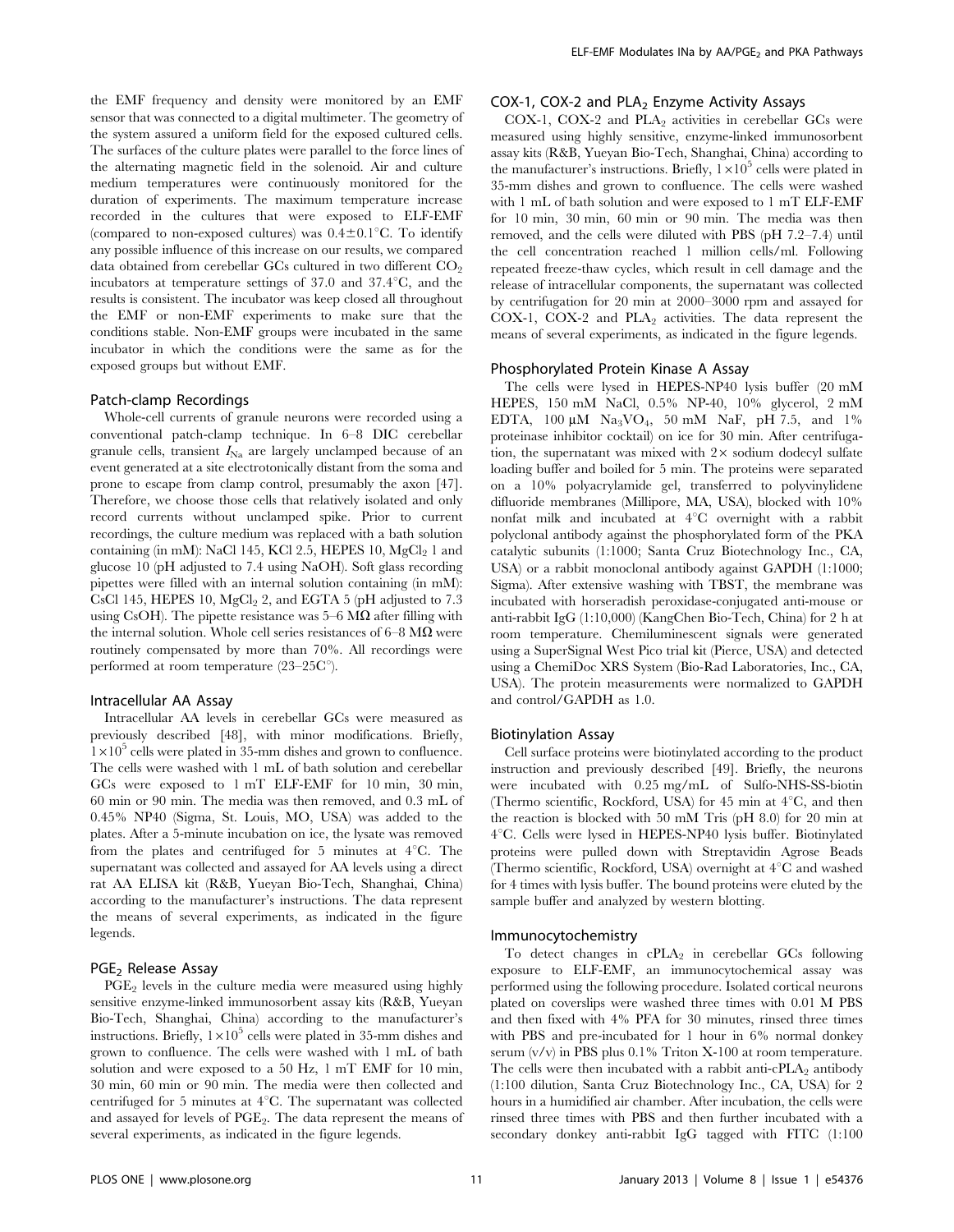the EMF frequency and density were monitored by an EMF sensor that was connected to a digital multimeter. The geometry of the system assured a uniform field for the exposed cultured cells. The surfaces of the culture plates were parallel to the force lines of the alternating magnetic field in the solenoid. Air and culture medium temperatures were continuously monitored for the duration of experiments. The maximum temperature increase recorded in the cultures that were exposed to ELF-EMF (compared to non-exposed cultures) was 0.4±0.1°C. To identify any possible influence of this increase on our results, we compared data obtained from cerebellar GCs cultured in two different $CO_2$ incubators at temperature settings of 37.0 and 37.4°C, and the results is consistent. The incubator was keep closed all throughout the EMF or non-EMF experiments to make sure that the conditions stable. Non-EMF groups were incubated in the same incubator in which the conditions were the same as for the exposed groups but without EMF.

### Patch-clamp Recordings

Whole-cell currents of granule neurons were recorded using a conventional patch-clamp technique. In 6–8 DIC cerebellar granule cells, transient $I_{Na}$ are largely unclamped because of an event generated at a site electrotonically distant from the soma and prone to escape from clamp control, presumably the axon [47]. Therefore, we choose those cells that relatively isolated and only record currents without unclamped spike. Prior to current recordings, the culture medium was replaced with a bath solution containing (in mM): NaCl 145, KCl 2.5, HEPES 10, $MgCl_2$ 1 and glucose 10 (pH adjusted to 7.4 using NaOH). Soft glass recording pipettes were filled with an internal solution containing (in mM): CsCl 145, HEPES 10, $MgCl_2$ 2, and EGTA 5 (pH adjusted to 7.3 using CsOH). The pipette resistance was 5–6 MΩ after filling with the internal solution. Whole cell series resistances of 6–8 MΩ were routinely compensated by more than 70%. All recordings were performed at room temperature (23–25C°).

### Intracellular AA Assay

Intracellular AA levels in cerebellar GCs were measured as previously described [48], with minor modifications. Briefly, $1\times10^5$ cells were plated in 35-mm dishes and grown to confluence. The cells were washed with 1 mL of bath solution and cerebellar GCs were exposed to 1 mT ELF-EMF for 10 min, 30 min, 60 min or 90 min. The media was then removed, and 0.3 mL of 0.45% NP40 (Sigma, St. Louis, MO, USA) was added to the plates. After a 5-minute incubation on ice, the lysate was removed from the plates and centrifuged for 5 minutes at 4°C. The supernatant was collected and assayed for AA levels using a direct rat AA ELISA kit (R&B, Yueyan Bio-Tech, Shanghai, China) according to the manufacturer's instructions. The data represent the means of several experiments, as indicated in the figure legends.

### $PGE_2$ Release Assay

$PGE_2$ levels in the culture media were measured using highly sensitive enzyme-linked immunosorbent assay kits (R&B, Yueyan Bio-Tech, Shanghai, China) according to the manufacturer's instructions. Briefly, $1\times10^5$ cells were plated in 35-mm dishes and grown to confluence. The cells were washed with 1 mL of bath solution and were exposed to a 50 Hz, 1 mT EMF for 10 min, 30 min, 60 min or 90 min. The media were then collected and centrifuged for 5 minutes at 4°C. The supernatant was collected and assayed for levels of $PGE_2$. The data represent the means of several experiments, as indicated in the figure legends.

### COX-1, COX-2 and $PLA_2$ Enzyme Activity Assays

COX-1, COX-2 and $PLA_2$ activities in cerebellar GCs were measured using highly sensitive, enzyme-linked immunosorbent assay kits (R&B, Yueyan Bio-Tech, Shanghai, China) according to the manufacturer's instructions. Briefly, $1\times10^5$ cells were plated in 35-mm dishes and grown to confluence. The cells were washed with 1 mL of bath solution and were exposed to 1 mT ELF-EMF for 10 min, 30 min, 60 min or 90 min. The media was then removed, and the cells were diluted with PBS (pH 7.2–7.4) until the cell concentration reached 1 million cells/ml. Following repeated freeze-thaw cycles, which result in cell damage and the release of intracellular components, the supernatant was collected by centrifugation for 20 min at 2000–3000 rpm and assayed for COX-1, COX-2 and $PLA_2$ activities. The data represent the means of several experiments, as indicated in the figure legends.

### Phosphorylated Protein Kinase A Assay

The cells were lysed in HEPES-NP40 lysis buffer (20 mM HEPES, 150 mM NaCl, 0.5% NP-40, 10% glycerol, 2 mM EDTA, 100 µM $Na_3VO_4$, 50 mM NaF, pH 7.5, and 1% proteinase inhibitor cocktail) on ice for 30 min. After centrifugation, the supernatant was mixed with 2× sodium dodecyl sulfate loading buffer and boiled for 5 min. The proteins were separated on a 10% polyacrylamide gel, transferred to polyvinylidene difluoride membranes (Millipore, MA, USA), blocked with 10% nonfat milk and incubated at 4°C overnight with a rabbit polyclonal antibody against the phosphorylated form of the PKA catalytic subunits (1:1000; Santa Cruz Biotechnology Inc., CA, USA) or a rabbit monoclonal antibody against GAPDH (1:1000; Sigma). After extensive washing with TBST, the membrane was incubated with horseradish peroxidase-conjugated anti-mouse or anti-rabbit IgG (1:10,000) (KangChen Bio-Tech, China) for 2 h at room temperature. Chemiluminescent signals were generated using a SuperSignal West Pico trial kit (Pierce, USA) and detected using a ChemiDoc XRS System (Bio-Rad Laboratories, Inc., CA, USA). The protein measurements were normalized to GAPDH and control/GAPDH as 1.0.

### Biotinylation Assay

Cell surface proteins were biotinylated according to the product instruction and previously described [49]. Briefly, the neurons were incubated with 0.25 mg/mL of Sulfo-NHS-SS-biotin (Thermo scientific, Rockford, USA) for 45 min at 4°C, and then the reaction is blocked with 50 mM Tris (pH 8.0) for 20 min at 4°C. Cells were lysed in HEPES-NP40 lysis buffer. Biotinylated proteins were pulled down with Streptavidin Agrose Beads (Thermo scientific, Rockford, USA) overnight at 4°C and washed for 4 times with lysis buffer. The bound proteins were eluted by the sample buffer and analyzed by western blotting.

### Immunocytochemistry

To detect changes in $cPLA_2$ in cerebellar GCs following exposure to ELF-EMF, an immunocytochemical assay was performed using the following procedure. Isolated cortical neurons plated on coverslips were washed three times with 0.01 M PBS and then fixed with 4% PFA for 30 minutes, rinsed three times with PBS and pre-incubated for 1 hour in 6% normal donkey serum (v/v) in PBS plus 0.1% Triton X-100 at room temperature. The cells were then incubated with a rabbit anti-$cPLA_2$ antibody (1:100 dilution, Santa Cruz Biotechnology Inc., CA, USA) for 2 hours in a humidified air chamber. After incubation, the cells were rinsed three times with PBS and then further incubated with a secondary donkey anti-rabbit IgG tagged with FITC (1:100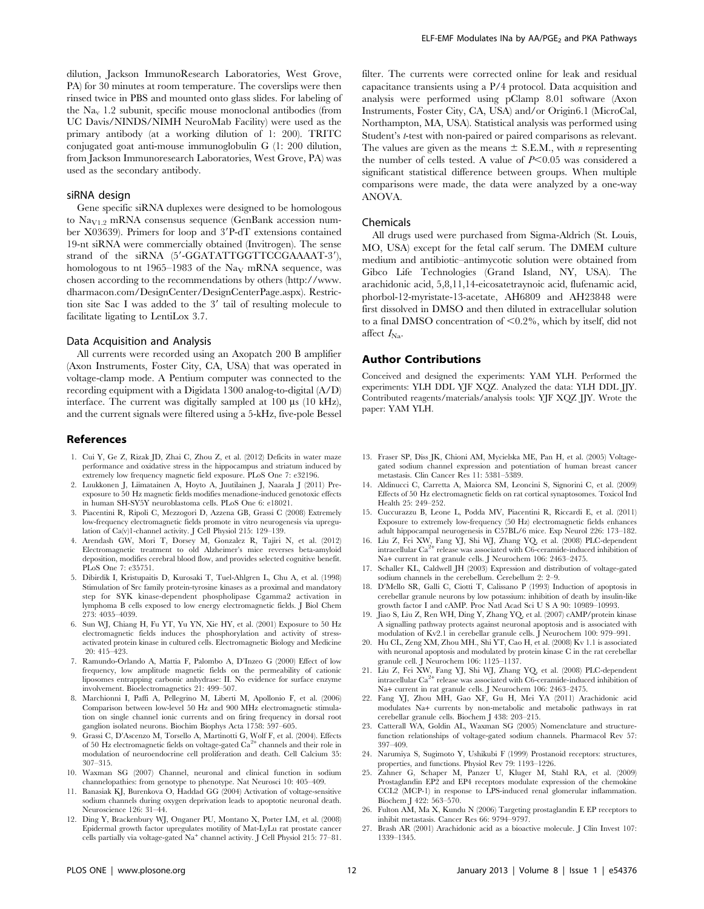dilution, Jackson ImmunoResearch Laboratories, West Grove, PA) for 30 minutes at room temperature. The coverslips were then rinsed twice in PBS and mounted onto glass slides. For labeling of the $Na_v$ 1.2 subunit, specific mouse monoclonal antibodies (from UC Davis/NINDS/NIMH NeuroMab Facility) were used as the primary antibody (at a working dilution of 1: 200). TRITC conjugated goat anti-mouse immunoglobulin G (1: 200 dilution, from Jackson Immunoresearch Laboratories, West Grove, PA) was used as the secondary antibody.

### siRNA design

Gene specific siRNA duplexes were designed to be homologous to $Na_{V1.2}$ mRNA consensus sequence (GenBank accession number X03639). Primers for loop and 3′P-dT extensions contained 19-nt siRNA were commercially obtained (Invitrogen). The sense strand of the siRNA (5′-GGATATTGGTTCCGAAAAT-3′), homologous to nt 1965–1983 of the $Na_V$ mRNA sequence, was chosen according to the recommendations by others (http://www.dharmacon.com/DesignCenter/DesignCenterPage.aspx). Restriction site Sac I was added to the 3′ tail of resulting molecule to facilitate ligating to LentiLox 3.7.

### Data Acquisition and Analysis

All currents were recorded using an Axopatch 200 B amplifier (Axon Instruments, Foster City, CA, USA) that was operated in voltage-clamp mode. A Pentium computer was connected to the recording equipment with a Digidata 1300 analog-to-digital (A/D) interface. The current was digitally sampled at 100 µs (10 kHz), and the current signals were filtered using a 5-kHz, five-pole Bessel filter. The currents were corrected online for leak and residual capacitance transients using a P/4 protocol. Data acquisition and analysis were performed using pClamp 8.01 software (Axon Instruments, Foster City, CA, USA) and/or Origin6.1 (MicroCal, Northampton, MA, USA). Statistical analysis was performed using Student's *t*-test with non-paired or paired comparisons as relevant. The values are given as the means ± S.E.M., with *n* representing the number of cells tested. A value of $P<0.05$ was considered a significant statistical difference between groups. When multiple comparisons were made, the data were analyzed by a one-way ANOVA.

### Chemicals

All drugs used were purchased from Sigma-Aldrich (St. Louis, MO, USA) except for the fetal calf serum. The DMEM culture medium and antibiotic–antimycotic solution were obtained from Gibco Life Technologies (Grand Island, NY, USA). The arachidonic acid, 5,8,11,14-eicosatetraynoic acid, flufenamic acid, phorbol-12-myristate-13-acetate, AH6809 and AH23848 were first dissolved in DMSO and then diluted in extracellular solution to a final DMSO concentration of <0.2%, which by itself, did not affect $I_{Na}$.

## Author Contributions

Conceived and designed the experiments: YAM YLH. Performed the experiments: YLH DDL YJF XQZ. Analyzed the data: YLH DDL JJY. Contributed reagents/materials/analysis tools: YJF XQZ JJY. Wrote the paper: YAM YLH.

## References

1. Cui Y, Ge Z, Rizak JD, Zhai C, Zhou Z, et al. (2012) Deficits in water maze performance and oxidative stress in the hippocampus and striatum induced by extremely low frequency magnetic field exposure. PLoS One 7: e32196.
2. Luukkonen J, Liimatainen A, Hoyto A, Juutilainen J, Naarala J (2011) Pre-exposure to 50 Hz magnetic fields modifies menadione-induced genotoxic effects in human SH-SY5Y neuroblastoma cells. PLoS One 6: e18021.
3. Piacentini R, Ripoli C, Mezzogori D, Azzena GB, Grassi C (2008) Extremely low-frequency electromagnetic fields promote in vitro neurogenesis via upregulation of Ca(v)1-channel activity. J Cell Physiol 215: 129–139.
4. Arendash GW, Mori T, Dorsey M, Gonzalez R, Tajiri N, et al. (2012) Electromagnetic treatment to old Alzheimer's mice reverses beta-amyloid deposition, modifies cerebral blood flow, and provides selected cognitive benefit. PLoS One 7: e35751.
5. Dibirdik I, Kristupaitis D, Kurosaki T, Tuel-Ahlgren L, Chu A, et al. (1998) Stimulation of Src family protein-tyrosine kinases as a proximal and mandatory step for SYK kinase-dependent phospholipase Cgamma2 activation in lymphoma B cells exposed to low energy electromagnetic fields. J Biol Chem 273: 4035–4039.
6. Sun WJ, Chiang H, Fu YT, Yu YN, Xie HY, et al. (2001) Exposure to 50 Hz electromagnetic fields induces the phosphorylation and activity of stress-activated protein kinase in cultured cells. Electromagnetic Biology and Medicine 20: 415–423.
7. Ramundo-Orlando A, Mattia F, Palombo A, D'Inzeo G (2000) Effect of low frequency, low amplitude magnetic fields on the permeability of cationic liposomes entrapping carbonic anhydrase: II. No evidence for surface enzyme involvement. Bioelectromagnetics 21: 499–507.
8. Marchionni I, Paffi A, Pellegrino M, Liberti M, Apollonio F, et al. (2006) Comparison between low-level 50 Hz and 900 MHz electromagnetic stimulation on single channel ionic currents and on firing frequency in dorsal root ganglion isolated neurons. Biochim Biophys Acta 1758: 597–605.
9. Grassi C, D'Ascenzo M, Torsello A, Martinotti G, Wolf F, et al. (2004). Effects of 50 Hz electromagnetic fields on voltage-gated $Ca^{2+}$ channels and their role in modulation of neuroendocrine cell proliferation and death. Cell Calcium 35: 307–315.
10. Waxman SG (2007) Channel, neuronal and clinical function in sodium channelopathies: from genotype to phenotype. Nat Neurosci 10: 405–409.
11. Banasiak KJ, Burenkova O, Haddad GG (2004) Activation of voltage-sensitive sodium channels during oxygen deprivation leads to apoptotic neuronal death. Neuroscience 126: 31–44.
12. Ding Y, Brackenbury WJ, Onganer PU, Montano X, Porter LM, et al. (2008) Epidermal growth factor upregulates motility of Mat-LyLu rat prostate cancer cells partially via voltage-gated $Na^+$ channel activity. J Cell Physiol 215: 77–81.
13. Fraser SP, Diss JK, Chioni AM, Mycielska ME, Pan H, et al. (2005) Voltage-gated sodium channel expression and potentiation of human breast cancer metastasis. Clin Cancer Res 11: 5381–5389.
14. Aldinucci C, Carretta A, Maiorca SM, Leoncini S, Signorini C, et al. (2009) Effects of 50 Hz electromagnetic fields on rat cortical synaptosomes. Toxicol Ind Health 25: 249–252.
15. Cuccurazzu B, Leone L, Podda MV, Piacentini R, Riccardi E, et al. (2011) Exposure to extremely low-frequency (50 Hz) electromagnetic fields enhances adult hippocampal neurogenesis in C57BL/6 mice. Exp Neurol 226: 173–182.
16. Liu Z, Fei XW, Fang YJ, Shi WJ, Zhang YQ, et al. (2008) PLC-dependent intracellular $Ca^{2+}$ release was associated with C6-ceramide-induced inhibition of Na+ current in rat granule cells. J Neurochem 106: 2463–2475.
17. Schaller KL, Caldwell JH (2003) Expression and distribution of voltage-gated sodium channels in the cerebellum. Cerebellum 2: 2–9.
18. D'Mello SR, Galli C, Ciotti T, Calissano P (1993) Induction of apoptosis in cerebellar granule neurons by low potassium: inhibition of death by insulin-like growth factor I and cAMP. Proc Natl Acad Sci U S A 90: 10989–10993.
19. Jiao S, Liu Z, Ren WH, Ding Y, Zhang YQ, et al. (2007) cAMP/protein kinase A signalling pathway protects against neuronal apoptosis and is associated with modulation of Kv2.1 in cerebellar granule cells. J Neurochem 100: 979–991.
20. Hu CL, Zeng XM, Zhou MH., Shi YT, Cao H, et al. (2008) Kv 1.1 is associated with neuronal apoptosis and modulated by protein kinase C in the rat cerebellar granule cell. J Neurochem 106: 1125–1137.
21. Liu Z, Fei XW, Fang YJ, Shi WJ, Zhang YQ, et al. (2008) PLC-dependent intracellular $Ca^{2+}$ release was associated with C6-ceramide-induced inhibition of Na+ current in rat granule cells. J Neurochem 106: 2463–2475.
22. Fang YJ, Zhou MH, Gao XF, Gu H, Mei YA (2011) Arachidonic acid modulates Na+ currents by non-metabolic and metabolic pathways in rat cerebellar granule cells. Biochem J 438: 203–215.
23. Catterall WA, Goldin AL, Waxman SG (2005) Nomenclature and structure-function relationships of voltage-gated sodium channels. Pharmacol Rev 57: 397–409.
24. Narumiya S, Sugimoto Y, Ushikubi F (1999) Prostanoid receptors: structures, properties, and functions. Physiol Rev 79: 1193–1226.
25. Zahner G, Schaper M, Panzer U, Kluger M, Stahl RA, et al. (2009) Prostaglandin EP2 and EP4 receptors modulate expression of the chemokine CCL2 (MCP-1) in response to LPS-induced renal glomerular inflammation. Biochem J 422: 563–570.
26. Fulton AM, Ma X, Kundu N (2006) Targeting prostaglandin E EP receptors to inhibit metastasis. Cancer Res 66: 9794–9797.
27. Brash AR (2001) Arachidonic acid as a bioactive molecule. J Clin Invest 107: 1339–1345.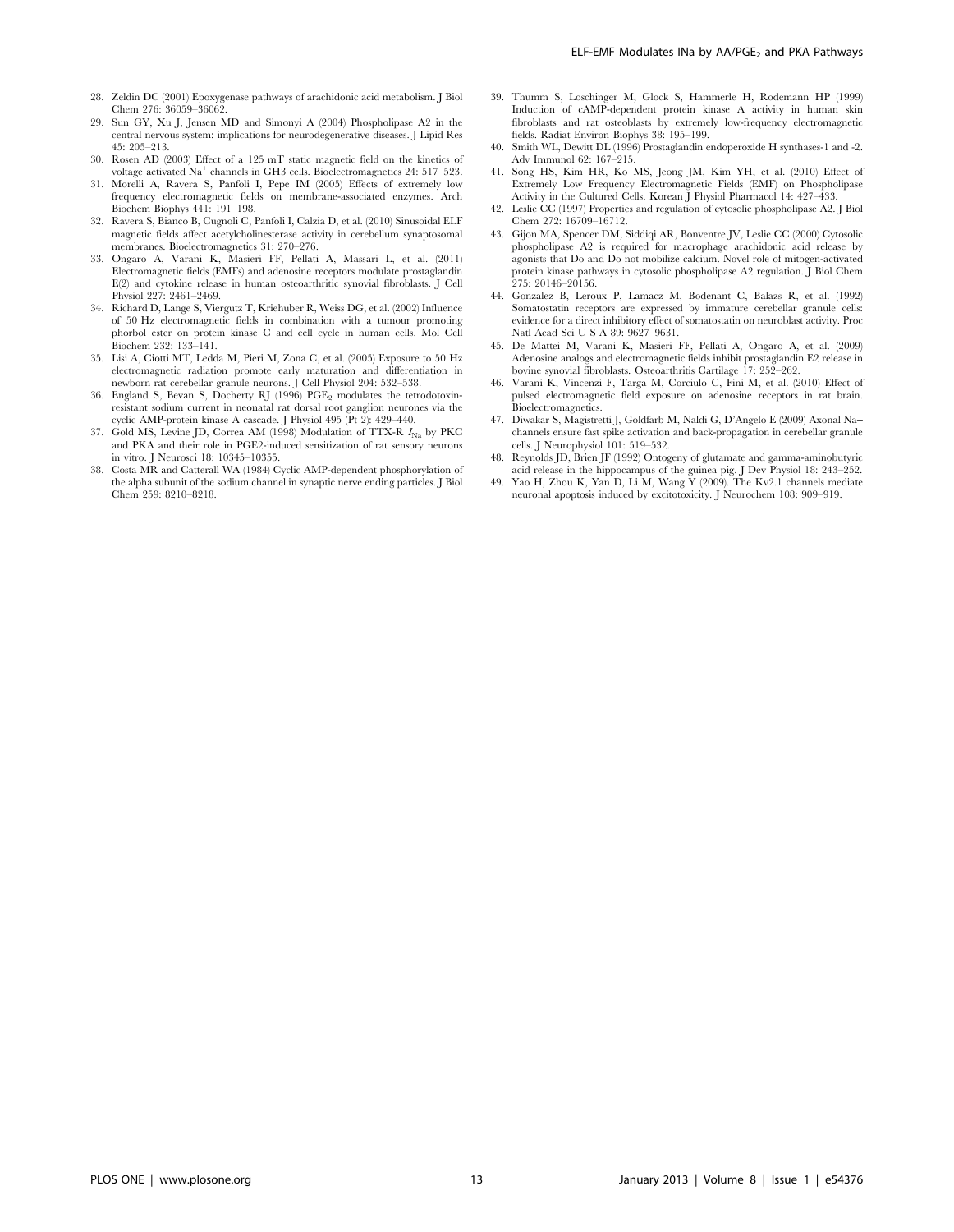28. Zeldin DC (2001) Epoxygenase pathways of arachidonic acid metabolism. J Biol Chem 276: 36059–36062.
29. Sun GY, Xu J, Jensen MD and Simonyi A (2004) Phospholipase A2 in the central nervous system: implications for neurodegenerative diseases. J Lipid Res 45: 205–213.
30. Rosen AD (2003) Effect of a 125 mT static magnetic field on the kinetics of voltage activated $Na^{+}$ channels in GH3 cells. Bioelectromagnetics 24: 517–523.
31. Morelli A, Ravera S, Panfoli I, Pepe IM (2005) Effects of extremely low frequency electromagnetic fields on membrane-associated enzymes. Arch Biochem Biophys 441: 191–198.
32. Ravera S, Bianco B, Cugnoli C, Panfoli I, Calzia D, et al. (2010) Sinusoidal ELF magnetic fields affect acetylcholinesterase activity in cerebellum synaptosomal membranes. Bioelectromagnetics 31: 270–276.
33. Ongaro A, Varani K, Masieri FF, Pellati A, Massari L, et al. (2011) Electromagnetic fields (EMFs) and adenosine receptors modulate prostaglandin E(2) and cytokine release in human osteoarthritic synovial fibroblasts. J Cell Physiol 227: 2461–2469.
34. Richard D, Lange S, Viergutz T, Kriehuber R, Weiss DG, et al. (2002) Influence of 50 Hz electromagnetic fields in combination with a tumour promoting phorbol ester on protein kinase C and cell cycle in human cells. Mol Cell Biochem 232: 133–141.
35. Lisi A, Ciotti MT, Ledda M, Pieri M, Zona C, et al. (2005) Exposure to 50 Hz electromagnetic radiation promote early maturation and differentiation in newborn rat cerebellar granule neurons. J Cell Physiol 204: 532–538.
36. England S, Bevan S, Docherty RJ (1996) $PGE_2$ modulates the tetrodotoxin-resistant sodium current in neonatal rat dorsal root ganglion neurones via the cyclic AMP-protein kinase A cascade. J Physiol 495 (Pt 2): 429–440.
37. Gold MS, Levine JD, Correa AM (1998) Modulation of TTX-R $I_{Na}$ by PKC and PKA and their role in PGE2-induced sensitization of rat sensory neurons in vitro. J Neurosci 18: 10345–10355.
38. Costa MR and Catterall WA (1984) Cyclic AMP-dependent phosphorylation of the alpha subunit of the sodium channel in synaptic nerve ending particles. J Biol Chem 259: 8210–8218.
39. Thumm S, Loschinger M, Glock S, Hammerle H, Rodemann HP (1999) Induction of cAMP-dependent protein kinase A activity in human skin fibroblasts and rat osteoblasts by extremely low-frequency electromagnetic fields. Radiat Environ Biophys 38: 195–199.
40. Smith WL, Dewitt DL (1996) Prostaglandin endoperoxide H synthases-1 and -2. Adv Immunol 62: 167–215.
41. Song HS, Kim HR, Ko MS, Jeong JM, Kim YH, et al. (2010) Effect of Extremely Low Frequency Electromagnetic Fields (EMF) on Phospholipase Activity in the Cultured Cells. Korean J Physiol Pharmacol 14: 427–433.
42. Leslie CC (1997) Properties and regulation of cytosolic phospholipase A2. J Biol Chem 272: 16709–16712.
43. Gijon MA, Spencer DM, Siddiqi AR, Bonventre JV, Leslie CC (2000) Cytosolic phospholipase A2 is required for macrophage arachidonic acid release by agonists that Do and Do not mobilize calcium. Novel role of mitogen-activated protein kinase pathways in cytosolic phospholipase A2 regulation. J Biol Chem 275: 20146–20156.
44. Gonzalez B, Leroux P, Lamacz M, Bodenant C, Balazs R, et al. (1992) Somatostatin receptors are expressed by immature cerebellar granule cells: evidence for a direct inhibitory effect of somatostatin on neuroblast activity. Proc Natl Acad Sci U S A 89: 9627–9631.
45. De Mattei M, Varani K, Masieri FF, Pellati A, Ongaro A, et al. (2009) Adenosine analogs and electromagnetic fields inhibit prostaglandin E2 release in bovine synovial fibroblasts. Osteoarthritis Cartilage 17: 252–262.
46. Varani K, Vincenzi F, Targa M, Corciulo C, Fini M, et al. (2010) Effect of pulsed electromagnetic field exposure on adenosine receptors in rat brain. Bioelectromagnetics.
47. Diwakar S, Magistretti J, Goldfarb M, Naldi G, D'Angelo E (2009) Axonal Na+ channels ensure fast spike activation and back-propagation in cerebellar granule cells. J Neurophysiol 101: 519–532.
48. Reynolds JD, Brien JF (1992) Ontogeny of glutamate and gamma-aminobutyric acid release in the hippocampus of the guinea pig. J Dev Physiol 18: 243–252.
49. Yao H, Zhou K, Yan D, Li M, Wang Y (2009). The Kv2.1 channels mediate neuronal apoptosis induced by excitotoxicity. J Neurochem 108: 909–919.